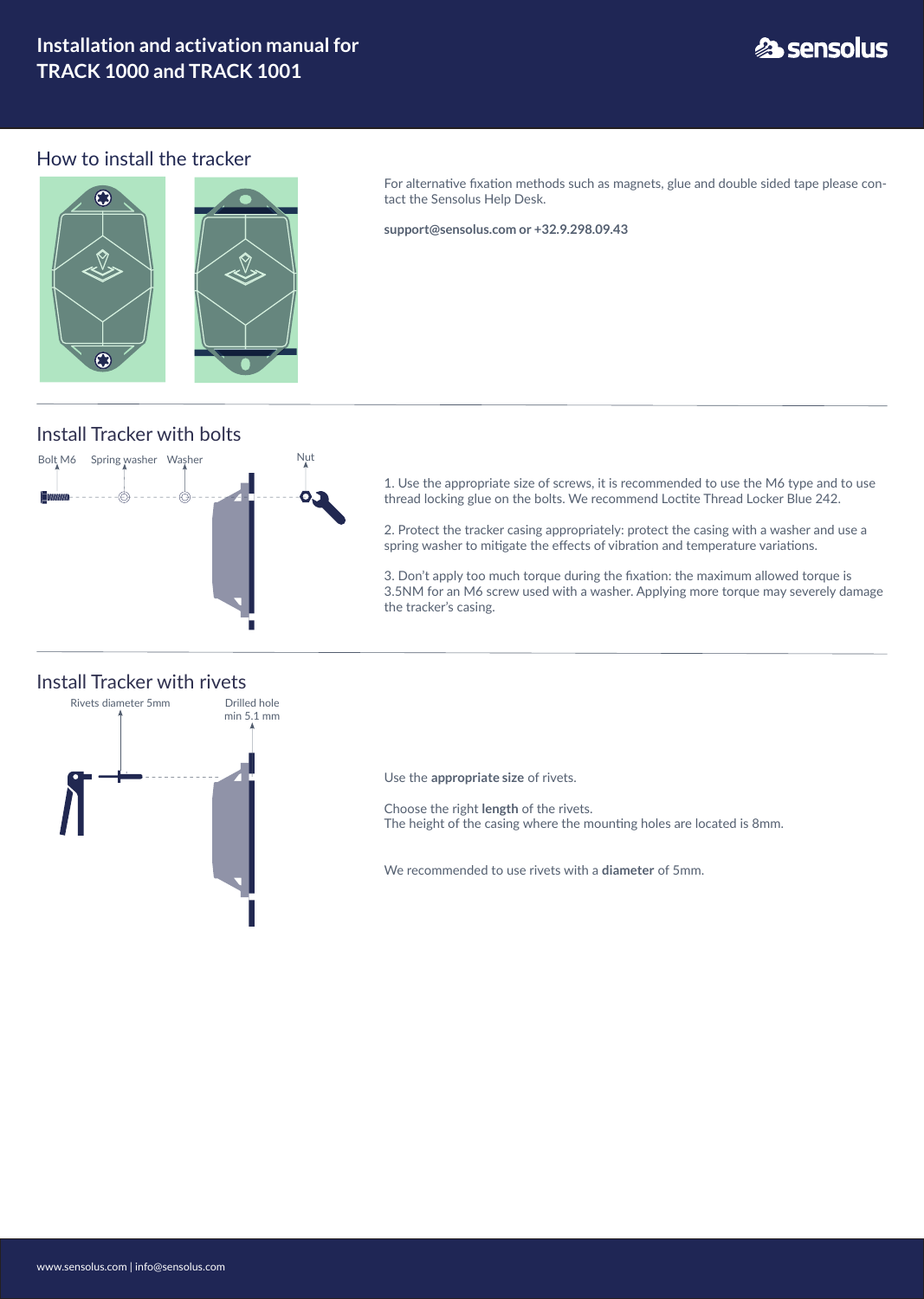# Installation and activation manual for TRACK 1000 and TRACK 1001

## How to install the tracker

For alternative fixation methods such as magnets, glue and double sided tape please contact the Sensolus Help Desk.

**support@sensolus.com or +32.9.298.09.43**

## Install Tracker with bolts

Bolt M6 Spring washer Washer Nut

1. Use the appropriate size of screws, it is recommended to use the M6 type and to use thread locking glue on the bolts. We recommend Loctite Thread Locker Blue 242.

2. Protect the tracker casing appropriately: protect the casing with a washer and use a spring washer to mitigate the effects of vibration and temperature variations.

3. Don't apply too much torque during the fixation: the maximum allowed torque is 3.5NM for an M6 screw used with a washer. Applying more torque may severely damage the tracker's casing.

## Install Tracker with rivets

Rivets diameter 5mm Drilled hole min 5.1 mm

Use the **appropriate size** of rivets.

Choose the right **length** of the rivets.
The height of the casing where the mounting holes are located is 8mm.

We recommended to use rivets with a **diameter** of 5mm.

www.sensolus.com | info@sensolus.com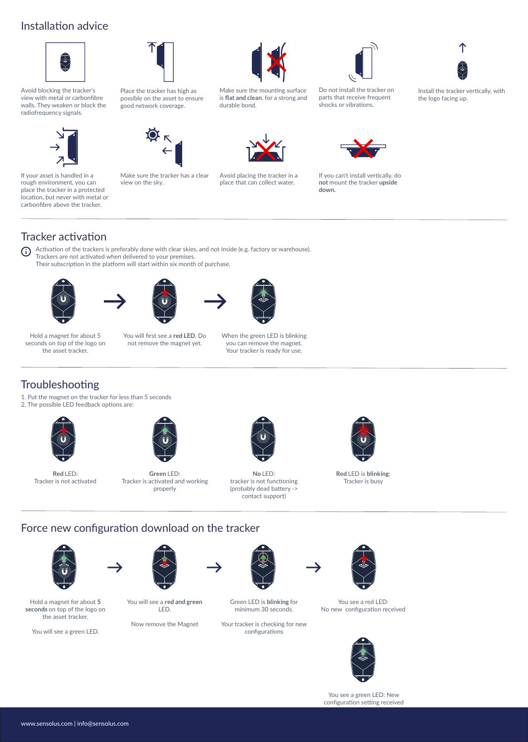## Installation advice

Avoid blocking the tracker's view with metal or carbonfibre walls. They weaken or block the radiofrequency signals.

Place the tracker has high as possible on the asset to ensure good network coverage.

Make sure the mounting surface is **flat and clean**, for a strong and durable bond.

Do not install the tracker on parts that receive frequent shocks or vibrations.

Install the tracker vertically, with the logo facing up.

If your asset is handled in a rough environment, you can place the tracker in a protected location, but never with metal or carbonfibre above the tracker.

Make sure the tracker has a clear view on the sky.

Avoid placing the tracker in a place that can collect water.

If you can't install vertically, do **not** mount the tracker **upside down.**

## Tracker activation

Activation of the trackers is preferably done with clear skies, and not inside (e.g. factory or warehouse).
Trackers are not activated when delivered to your premises.
Their subscription in the platform will start within six month of purchase.

Hold a magnet for about 5 seconds on top of the logo on the asset tracker.

→ You will first see a **red LED**. Do not remove the magnet yet.

→ When the green LED is blinking you can remove the magnet. Your tracker is ready for use.

## Troubleshooting

1. Put the magnet on the tracker for less than 5 seconds
2. The possible LED feedback options are:

**Red** LED:
Tracker is not activated

**Green** LED:
Tracker is activated and working properly

**No** LED:
tracker is not functioning (probably dead battery -> contact support)

**Red** LED is **blinking**:
Tracker is busy

## Force new configuration download on the tracker

Hold a magnet for about **5 seconds** on top of the logo on the asset tracker.

You will see a green LED.

→ You will see a **red and green** LED.

Now remove the Magnet

→ Green LED is **blinking** for minimum 30 seconds.

Your tracker is checking for new configurations

→ You see a red LED:
No new configuration received

You see a green LED: New configuration setting received

www.sensolus.com | info@sensolus.com